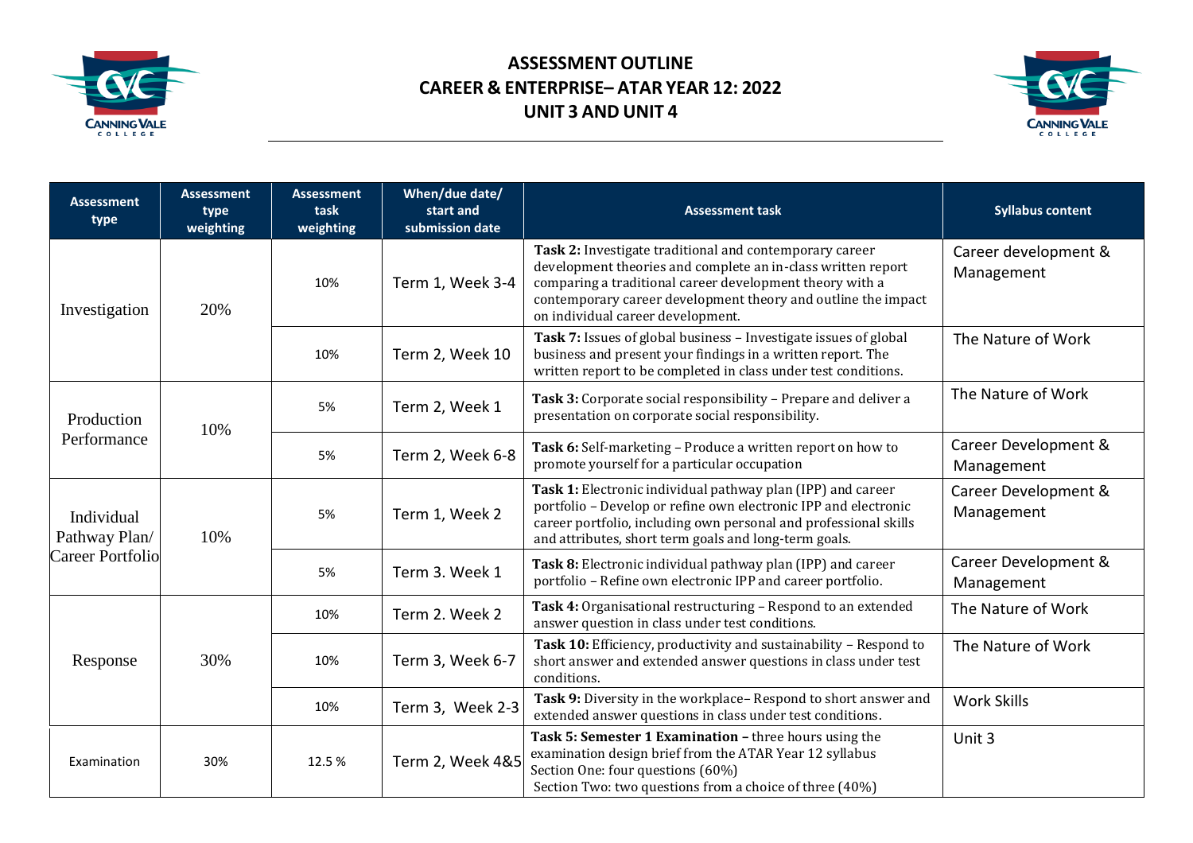# ASSESSMENT OUTLINE
## CAREER & ENTERPRISE– ATAR YEAR 12: 2022
## UNIT 3 AND UNIT 4

| Assessment type | Assessment type weighting | Assessment task weighting | When/due date/ start and submission date | Assessment task | Syllabus content |
|---|---|---|---|---|---|
| Investigation | 20% | 10% | Term 1, Week 3-4 | **Task 2:** Investigate traditional and contemporary career development theories and complete an in-class written report comparing a traditional career development theory with a contemporary career development theory and outline the impact on individual career development. | Career development & Management |
| | | 10% | Term 2, Week 10 | **Task 7:** Issues of global business – Investigate issues of global business and present your findings in a written report. The written report to be completed in class under test conditions. | The Nature of Work |
| Production Performance | 10% | 5% | Term 2, Week 1 | **Task 3:** Corporate social responsibility – Prepare and deliver a presentation on corporate social responsibility. | The Nature of Work |
| | | 5% | Term 2, Week 6-8 | **Task 6:** Self-marketing – Produce a written report on how to promote yourself for a particular occupation | Career Development & Management |
| Individual Pathway Plan/ Career Portfolio | 10% | 5% | Term 1, Week 2 | **Task 1:** Electronic individual pathway plan (IPP) and career portfolio – Develop or refine own electronic IPP and electronic career portfolio, including own personal and professional skills and attributes, short term goals and long-term goals. | Career Development & Management |
| | | 5% | Term 3. Week 1 | **Task 8:** Electronic individual pathway plan (IPP) and career portfolio – Refine own electronic IPP and career portfolio. | Career Development & Management |
| Response | 30% | 10% | Term 2. Week 2 | **Task 4:** Organisational restructuring – Respond to an extended answer question in class under test conditions. | The Nature of Work |
| | | 10% | Term 3, Week 6-7 | **Task 10:** Efficiency, productivity and sustainability – Respond to short answer and extended answer questions in class under test conditions. | The Nature of Work |
| | | 10% | Term 3, Week 2-3 | **Task 9:** Diversity in the workplace– Respond to short answer and extended answer questions in class under test conditions. | Work Skills |
| Examination | 30% | 12.5 % | Term 2, Week 4&5 | **Task 5: Semester 1 Examination –** three hours using the examination design brief from the ATAR Year 12 syllabus<br>Section One: four questions (60%)<br>Section Two: two questions from a choice of three (40%) | Unit 3 |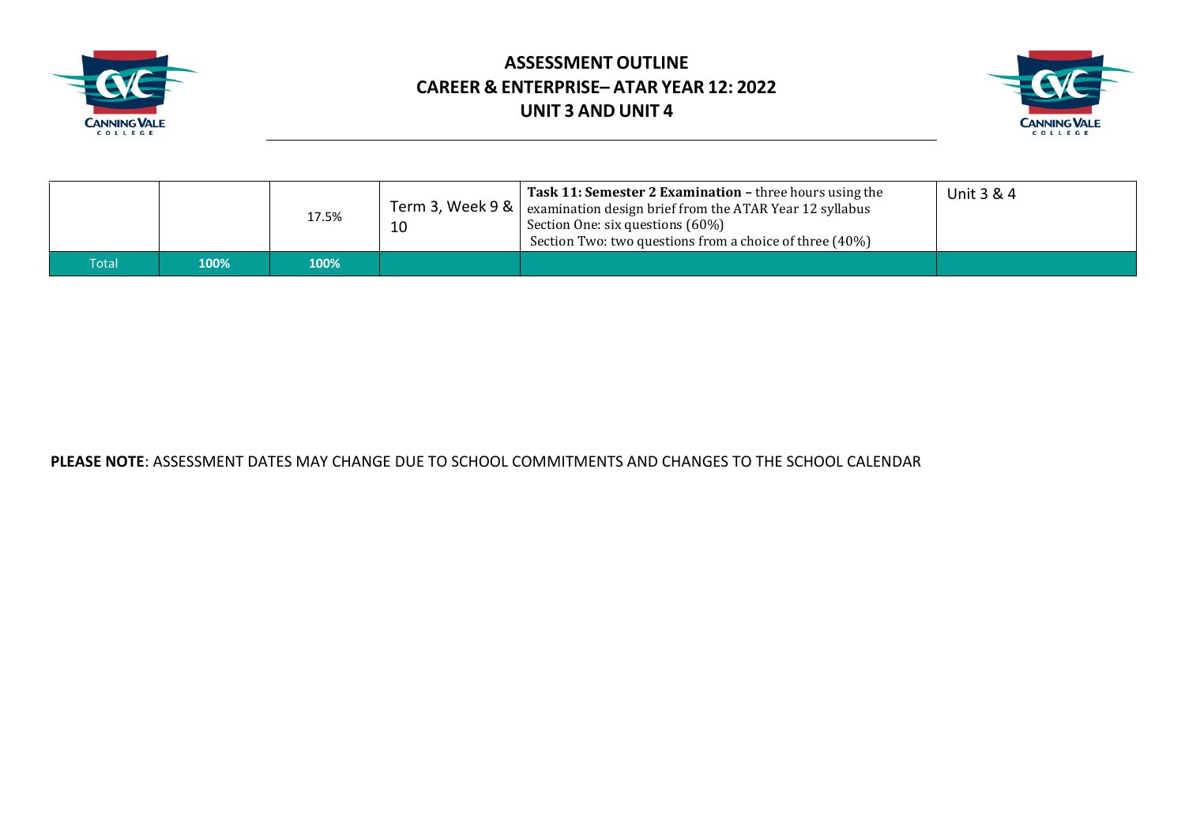**ASSESSMENT OUTLINE**
**CAREER & ENTERPRISE– ATAR YEAR 12: 2022**
**UNIT 3 AND UNIT 4**

| | | | | | |
|---|---|---|---|---|---|
| | | 17.5% | Term 3, Week 9 & 10 | **Task 11: Semester 2 Examination –** three hours using the examination design brief from the ATAR Year 12 syllabus<br>Section One: six questions (60%)<br>Section Two: two questions from a choice of three (40%) | Unit 3 & 4 |
| Total | **100%** | **100%** | | | |

**PLEASE NOTE**: ASSESSMENT DATES MAY CHANGE DUE TO SCHOOL COMMITMENTS AND CHANGES TO THE SCHOOL CALENDAR